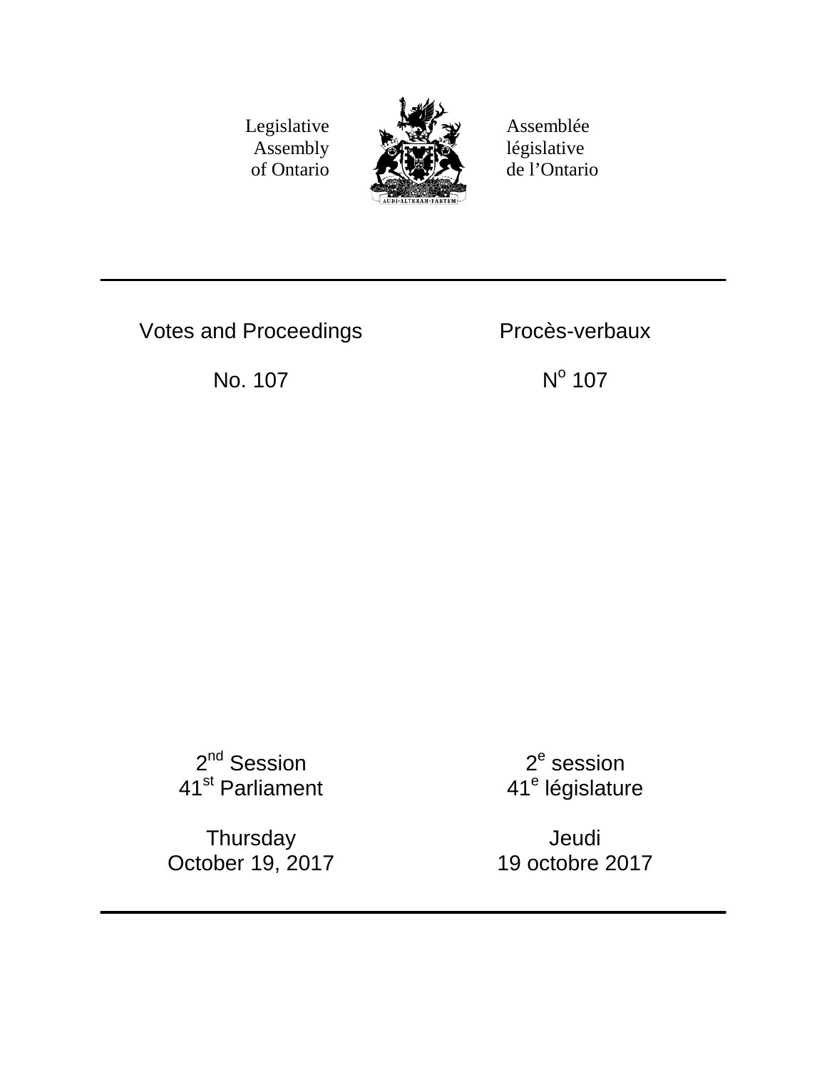Legislative Assembly of Ontario

Assemblée législative de l'Ontario

AUDI·ALTERAM·PARTEM

# Votes and Proceedings

# Procès-verbaux

No. 107

N^o^ 107

2nd Session
41st Parliament

2e session
41e législature

Thursday
October 19, 2017

Jeudi
19 octobre 2017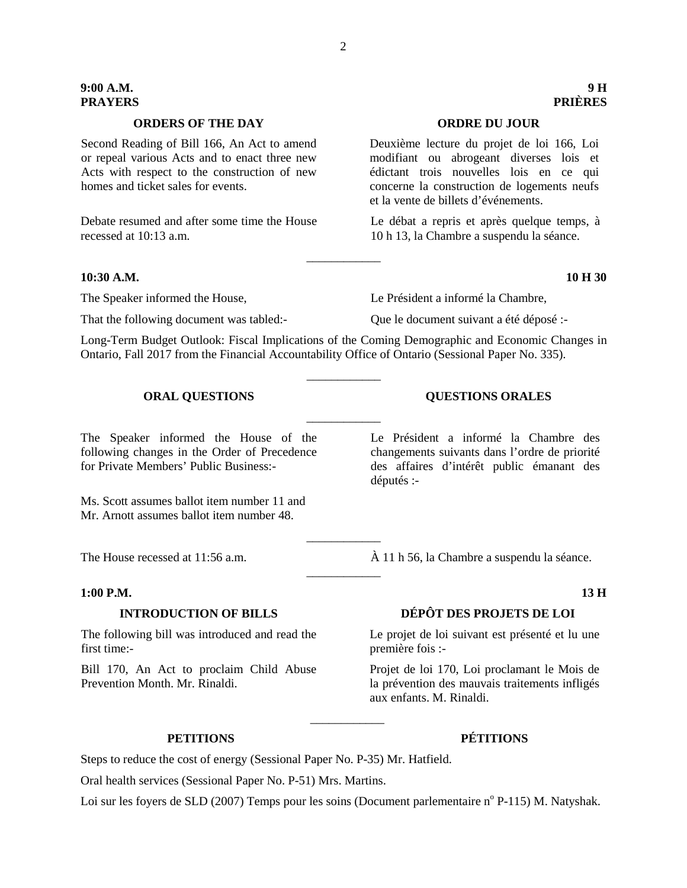**9:00 A.M.**
**PRAYERS**

**9 H**
**PRIÈRES**

## ORDERS OF THE DAY

Second Reading of Bill 166, An Act to amend or repeal various Acts and to enact three new Acts with respect to the construction of new homes and ticket sales for events.

Debate resumed and after some time the House recessed at 10:13 a.m.

## ORDRE DU JOUR

Deuxième lecture du projet de loi 166, Loi modifiant ou abrogeant diverses lois et édictant trois nouvelles lois en ce qui concerne la construction de logements neufs et la vente de billets d'événements.

Le débat a repris et après quelque temps, à 10 h 13, la Chambre a suspendu la séance.

---

**10:30 A.M.**

**10 H 30**

The Speaker informed the House,

That the following document was tabled:-

Le Président a informé la Chambre,

Que le document suivant a été déposé :-

Long-Term Budget Outlook: Fiscal Implications of the Coming Demographic and Economic Changes in Ontario, Fall 2017 from the Financial Accountability Office of Ontario (Sessional Paper No. 335).

---

## ORAL QUESTIONS

## QUESTIONS ORALES

---

The Speaker informed the House of the following changes in the Order of Precedence for Private Members' Public Business:-

Ms. Scott assumes ballot item number 11 and Mr. Arnott assumes ballot item number 48.

Le Président a informé la Chambre des changements suivants dans l'ordre de priorité des affaires d'intérêt public émanant des députés :-

---

The House recessed at 11:56 a.m.

À 11 h 56, la Chambre a suspendu la séance.

---

**1:00 P.M.**

**13 H**

## INTRODUCTION OF BILLS

The following bill was introduced and read the first time:-

Bill 170, An Act to proclaim Child Abuse Prevention Month. Mr. Rinaldi.

## DÉPÔT DES PROJETS DE LOI

Le projet de loi suivant est présenté et lu une première fois :-

Projet de loi 170, Loi proclamant le Mois de la prévention des mauvais traitements infligés aux enfants. M. Rinaldi.

---

## PETITIONS

## PÉTITIONS

Steps to reduce the cost of energy (Sessional Paper No. P-35) Mr. Hatfield.

Oral health services (Sessional Paper No. P-51) Mrs. Martins.

Loi sur les foyers de SLD (2007) Temps pour les soins (Document parlementaire n[o] P-115) M. Natyshak.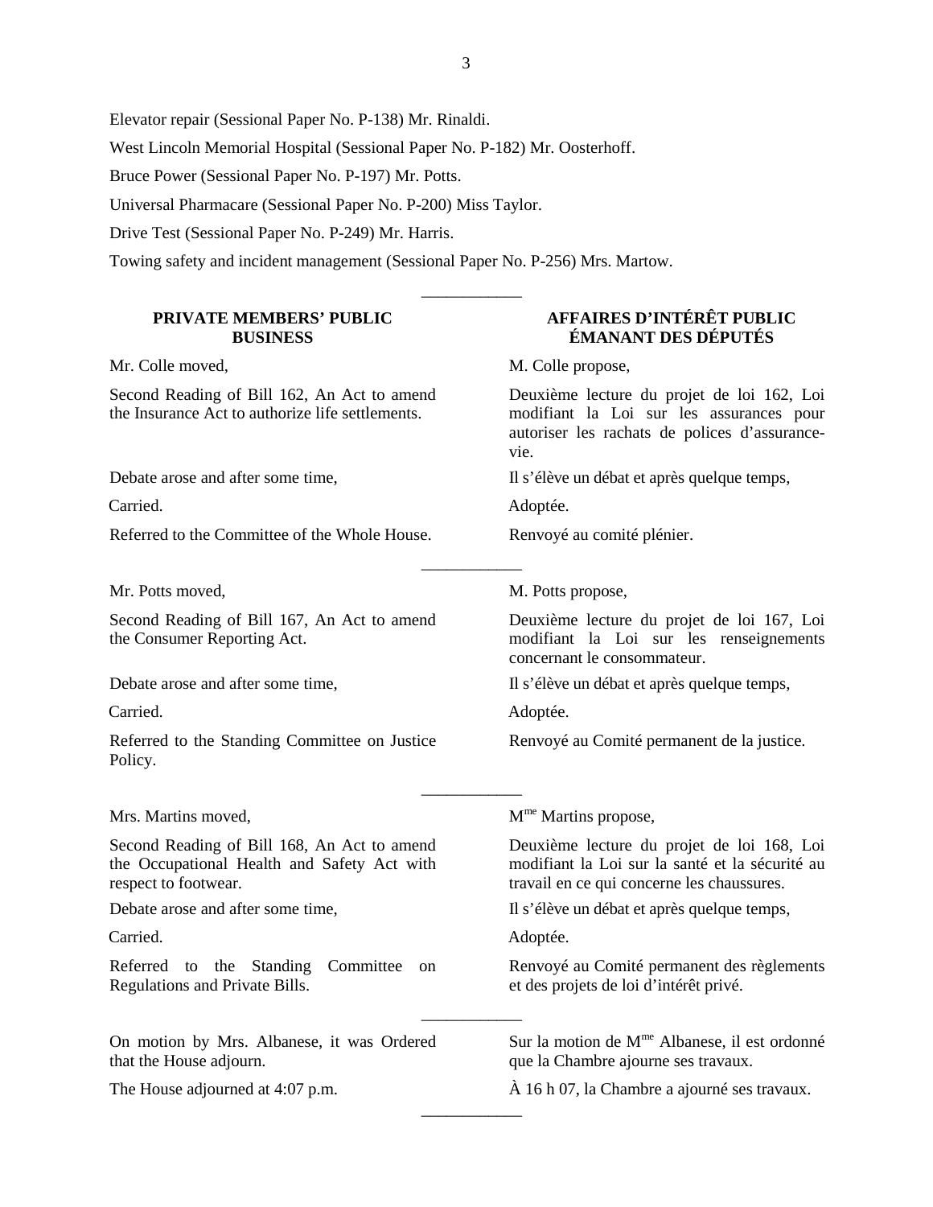Elevator repair (Sessional Paper No. P-138) Mr. Rinaldi.

West Lincoln Memorial Hospital (Sessional Paper No. P-182) Mr. Oosterhoff.

Bruce Power (Sessional Paper No. P-197) Mr. Potts.

Universal Pharmacare (Sessional Paper No. P-200) Miss Taylor.

Drive Test (Sessional Paper No. P-249) Mr. Harris.

Towing safety and incident management (Sessional Paper No. P-256) Mrs. Martow.

---

## PRIVATE MEMBERS' PUBLIC BUSINESS

Mr. Colle moved,

Second Reading of Bill 162, An Act to amend the Insurance Act to authorize life settlements.

Debate arose and after some time,

Carried.

Referred to the Committee of the Whole House.

---

Mr. Potts moved,

Second Reading of Bill 167, An Act to amend the Consumer Reporting Act.

Debate arose and after some time,

Carried.

Referred to the Standing Committee on Justice Policy.

---

Mrs. Martins moved,

Second Reading of Bill 168, An Act to amend the Occupational Health and Safety Act with respect to footwear.

Debate arose and after some time,

Carried.

Referred to the Standing Committee on Regulations and Private Bills.

---

On motion by Mrs. Albanese, it was Ordered that the House adjourn.

The House adjourned at 4:07 p.m.

---

## AFFAIRES D'INTÉRÊT PUBLIC ÉMANANT DES DÉPUTÉS

M. Colle propose,

Deuxième lecture du projet de loi 162, Loi modifiant la Loi sur les assurances pour autoriser les rachats de polices d'assurance-vie.

Il s'élève un débat et après quelque temps,

Adoptée.

Renvoyé au comité plénier.

---

M. Potts propose,

Deuxième lecture du projet de loi 167, Loi modifiant la Loi sur les renseignements concernant le consommateur.

Il s'élève un débat et après quelque temps,

Adoptée.

Renvoyé au Comité permanent de la justice.

---

M[me] Martins propose,

Deuxième lecture du projet de loi 168, Loi modifiant la Loi sur la santé et la sécurité au travail en ce qui concerne les chaussures.

Il s'élève un débat et après quelque temps,

Adoptée.

Renvoyé au Comité permanent des règlements et des projets de loi d'intérêt privé.

---

Sur la motion de M[me] Albanese, il est ordonné que la Chambre ajourne ses travaux.

À 16 h 07, la Chambre a ajourné ses travaux.

---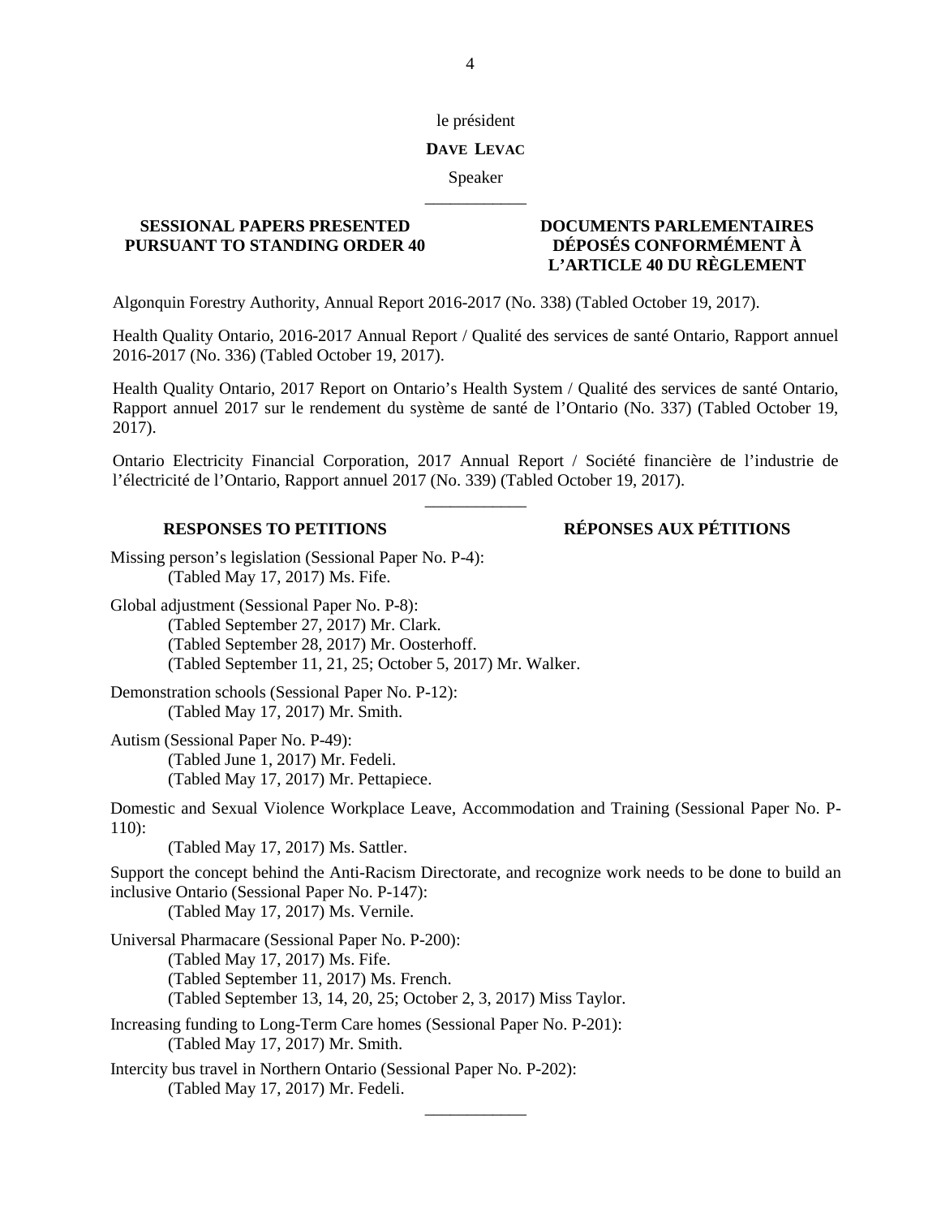le président

**DAVE LEVAC**

Speaker

---

## SESSIONAL PAPERS PRESENTED PURSUANT TO STANDING ORDER 40

## DOCUMENTS PARLEMENTAIRES DÉPOSÉS CONFORMÉMENT À L'ARTICLE 40 DU RÈGLEMENT

Algonquin Forestry Authority, Annual Report 2016-2017 (No. 338) (Tabled October 19, 2017).

Health Quality Ontario, 2016-2017 Annual Report / Qualité des services de santé Ontario, Rapport annuel 2016-2017 (No. 336) (Tabled October 19, 2017).

Health Quality Ontario, 2017 Report on Ontario's Health System / Qualité des services de santé Ontario, Rapport annuel 2017 sur le rendement du système de santé de l'Ontario (No. 337) (Tabled October 19, 2017).

Ontario Electricity Financial Corporation, 2017 Annual Report / Société financière de l'industrie de l'électricité de l'Ontario, Rapport annuel 2017 (No. 339) (Tabled October 19, 2017).

---

## RESPONSES TO PETITIONS

## RÉPONSES AUX PÉTITIONS

Missing person's legislation (Sessional Paper No. P-4):
(Tabled May 17, 2017) Ms. Fife.

Global adjustment (Sessional Paper No. P-8):
(Tabled September 27, 2017) Mr. Clark.
(Tabled September 28, 2017) Mr. Oosterhoff.
(Tabled September 11, 21, 25; October 5, 2017) Mr. Walker.

Demonstration schools (Sessional Paper No. P-12):
(Tabled May 17, 2017) Mr. Smith.

Autism (Sessional Paper No. P-49):
(Tabled June 1, 2017) Mr. Fedeli.
(Tabled May 17, 2017) Mr. Pettapiece.

Domestic and Sexual Violence Workplace Leave, Accommodation and Training (Sessional Paper No. P-110):
(Tabled May 17, 2017) Ms. Sattler.

Support the concept behind the Anti-Racism Directorate, and recognize work needs to be done to build an inclusive Ontario (Sessional Paper No. P-147):
(Tabled May 17, 2017) Ms. Vernile.

Universal Pharmacare (Sessional Paper No. P-200):
(Tabled May 17, 2017) Ms. Fife.
(Tabled September 11, 2017) Ms. French.
(Tabled September 13, 14, 20, 25; October 2, 3, 2017) Miss Taylor.

Increasing funding to Long-Term Care homes (Sessional Paper No. P-201):
(Tabled May 17, 2017) Mr. Smith.

Intercity bus travel in Northern Ontario (Sessional Paper No. P-202):
(Tabled May 17, 2017) Mr. Fedeli.

---